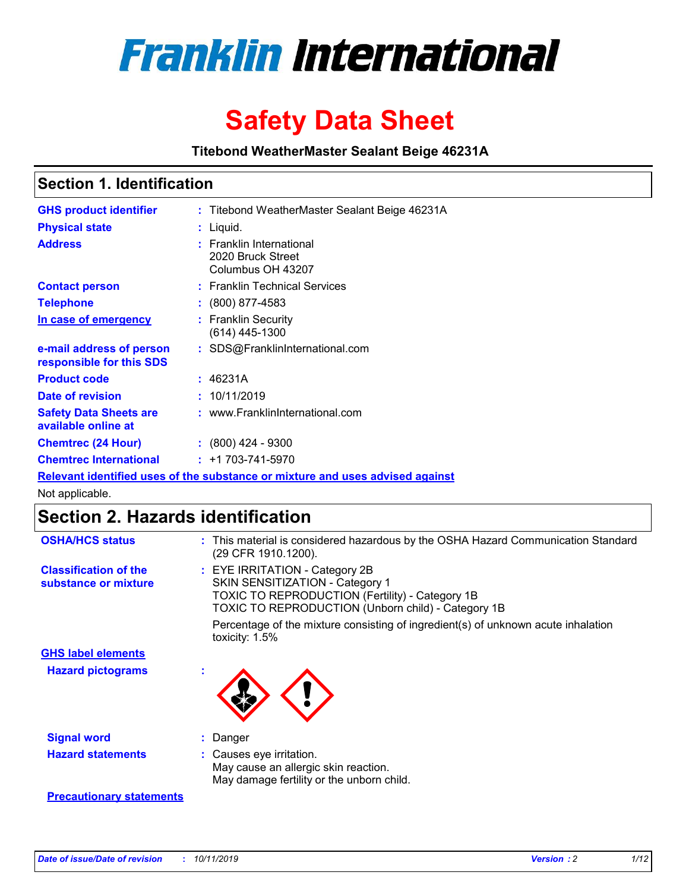# Franklin International

# Safety Data Sheet

**Titebond WeatherMaster Sealant Beige 46231A**

## Section 1. Identification

| | |
|---|---|
| **GHS product identifier** | : Titebond WeatherMaster Sealant Beige 46231A |
| **Physical state** | : Liquid. |
| **Address** | : Franklin International<br>2020 Bruck Street<br>Columbus OH 43207 |
| **Contact person** | : Franklin Technical Services |
| **Telephone** | : (800) 877-4583 |
| **In case of emergency** | : Franklin Security<br>(614) 445-1300 |
| **e-mail address of person responsible for this SDS** | : SDS@FranklinInternational.com |
| **Product code** | : 46231A |
| **Date of revision** | : 10/11/2019 |
| **Safety Data Sheets are available online at** | : www.FranklinInternational.com |
| **Chemtrec (24 Hour)** | : (800) 424 - 9300 |
| **Chemtrec International** | : +1 703-741-5970 |

**Relevant identified uses of the substance or mixture and uses advised against**

Not applicable.

## Section 2. Hazards identification

**OSHA/HCS status** : This material is considered hazardous by the OSHA Hazard Communication Standard (29 CFR 1910.1200).

**Classification of the substance or mixture** : EYE IRRITATION - Category 2B
SKIN SENSITIZATION - Category 1
TOXIC TO REPRODUCTION (Fertility) - Category 1B
TOXIC TO REPRODUCTION (Unborn child) - Category 1B

Percentage of the mixture consisting of ingredient(s) of unknown acute inhalation toxicity: 1.5%

**GHS label elements**

**Hazard pictograms** :

**Signal word** : Danger

**Hazard statements** : Causes eye irritation.
May cause an allergic skin reaction.
May damage fertility or the unborn child.

**Precautionary statements**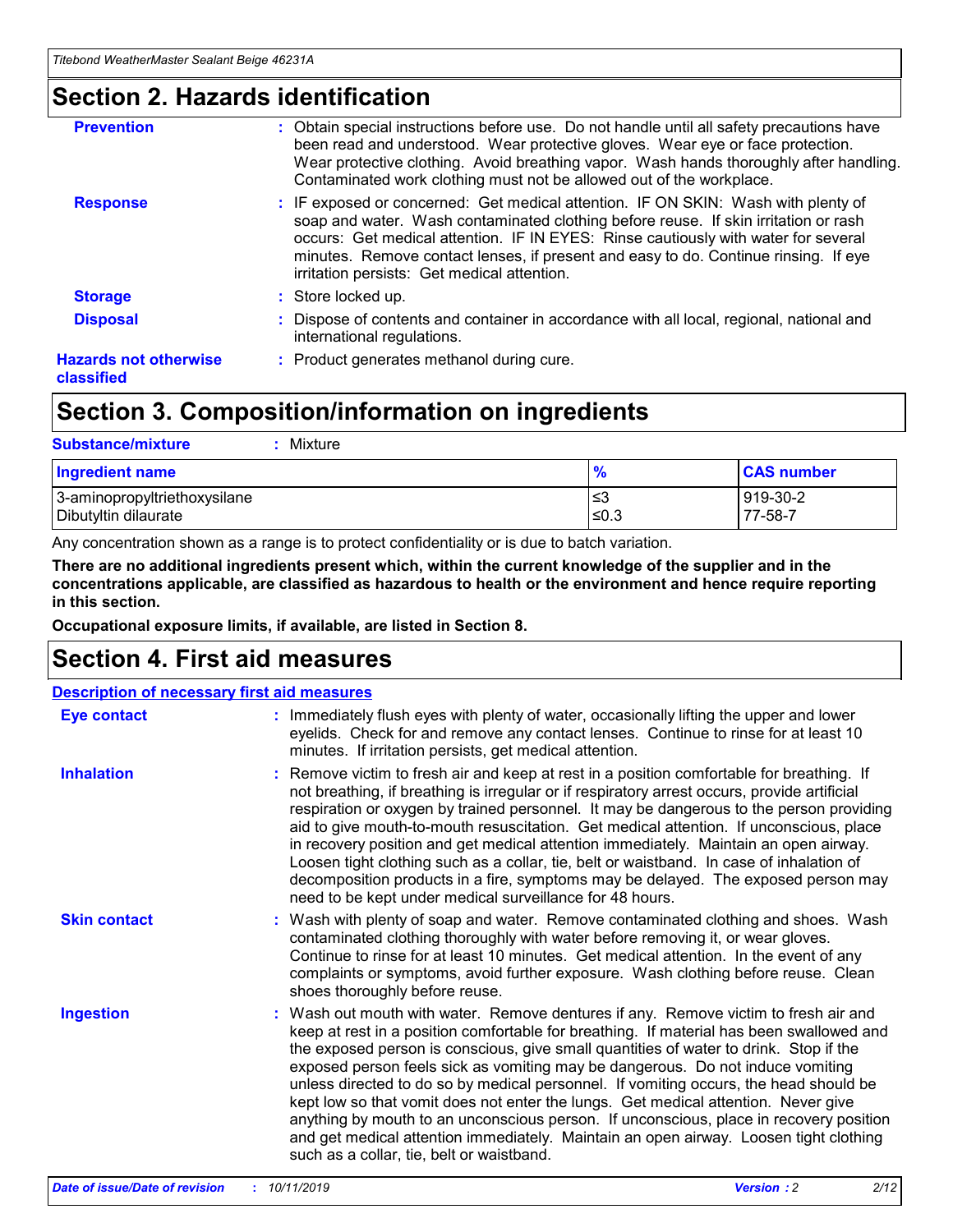## Section 2. Hazards identification

| | |
|---|---|
| **Prevention** | : Obtain special instructions before use. Do not handle until all safety precautions have been read and understood. Wear protective gloves. Wear eye or face protection. Wear protective clothing. Avoid breathing vapor. Wash hands thoroughly after handling. Contaminated work clothing must not be allowed out of the workplace. |
| **Response** | : IF exposed or concerned: Get medical attention. IF ON SKIN: Wash with plenty of soap and water. Wash contaminated clothing before reuse. If skin irritation or rash occurs: Get medical attention. IF IN EYES: Rinse cautiously with water for several minutes. Remove contact lenses, if present and easy to do. Continue rinsing. If eye irritation persists: Get medical attention. |
| **Storage** | : Store locked up. |
| **Disposal** | : Dispose of contents and container in accordance with all local, regional, national and international regulations. |
| **Hazards not otherwise classified** | : Product generates methanol during cure. |

## Section 3. Composition/information on ingredients

**Substance/mixture** : Mixture

| Ingredient name | % | CAS number |
|---|---|---|
| 3-aminopropyltriethoxysilane | ≤3 | 919-30-2 |
| Dibutyltin dilaurate | ≤0.3 | 77-58-7 |

Any concentration shown as a range is to protect confidentiality or is due to batch variation.

**There are no additional ingredients present which, within the current knowledge of the supplier and in the concentrations applicable, are classified as hazardous to health or the environment and hence require reporting in this section.**

**Occupational exposure limits, if available, are listed in Section 8.**

## Section 4. First aid measures

**Description of necessary first aid measures**

| | |
|---|---|
| **Eye contact** | : Immediately flush eyes with plenty of water, occasionally lifting the upper and lower eyelids. Check for and remove any contact lenses. Continue to rinse for at least 10 minutes. If irritation persists, get medical attention. |
| **Inhalation** | : Remove victim to fresh air and keep at rest in a position comfortable for breathing. If not breathing, if breathing is irregular or if respiratory arrest occurs, provide artificial respiration or oxygen by trained personnel. It may be dangerous to the person providing aid to give mouth-to-mouth resuscitation. Get medical attention. If unconscious, place in recovery position and get medical attention immediately. Maintain an open airway. Loosen tight clothing such as a collar, tie, belt or waistband. In case of inhalation of decomposition products in a fire, symptoms may be delayed. The exposed person may need to be kept under medical surveillance for 48 hours. |
| **Skin contact** | : Wash with plenty of soap and water. Remove contaminated clothing and shoes. Wash contaminated clothing thoroughly with water before removing it, or wear gloves. Continue to rinse for at least 10 minutes. Get medical attention. In the event of any complaints or symptoms, avoid further exposure. Wash clothing before reuse. Clean shoes thoroughly before reuse. |
| **Ingestion** | : Wash out mouth with water. Remove dentures if any. Remove victim to fresh air and keep at rest in a position comfortable for breathing. If material has been swallowed and the exposed person is conscious, give small quantities of water to drink. Stop if the exposed person feels sick as vomiting may be dangerous. Do not induce vomiting unless directed to do so by medical personnel. If vomiting occurs, the head should be kept low so that vomit does not enter the lungs. Get medical attention. Never give anything by mouth to an unconscious person. If unconscious, place in recovery position and get medical attention immediately. Maintain an open airway. Loosen tight clothing such as a collar, tie, belt or waistband. |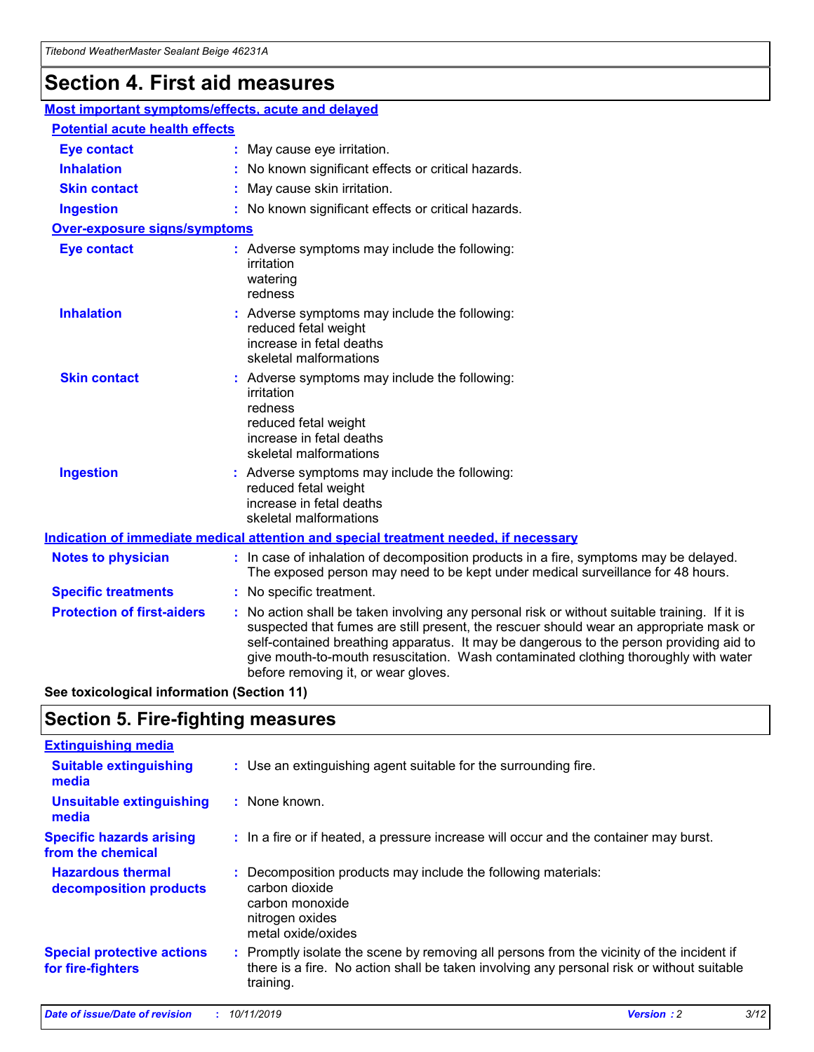# Section 4. First aid measures

## Most important symptoms/effects, acute and delayed

### Potential acute health effects

| | |
|---|---|
| **Eye contact** | : May cause eye irritation. |
| **Inhalation** | : No known significant effects or critical hazards. |
| **Skin contact** | : May cause skin irritation. |
| **Ingestion** | : No known significant effects or critical hazards. |

### Over-exposure signs/symptoms

| | |
|---|---|
| **Eye contact** | : Adverse symptoms may include the following: irritation watering redness |
| **Inhalation** | : Adverse symptoms may include the following: reduced fetal weight increase in fetal deaths skeletal malformations |
| **Skin contact** | : Adverse symptoms may include the following: irritation redness reduced fetal weight increase in fetal deaths skeletal malformations |
| **Ingestion** | : Adverse symptoms may include the following: reduced fetal weight increase in fetal deaths skeletal malformations |

## Indication of immediate medical attention and special treatment needed, if necessary

| | |
|---|---|
| **Notes to physician** | : In case of inhalation of decomposition products in a fire, symptoms may be delayed. The exposed person may need to be kept under medical surveillance for 48 hours. |
| **Specific treatments** | : No specific treatment. |
| **Protection of first-aiders** | : No action shall be taken involving any personal risk or without suitable training. If it is suspected that fumes are still present, the rescuer should wear an appropriate mask or self-contained breathing apparatus. It may be dangerous to the person providing aid to give mouth-to-mouth resuscitation. Wash contaminated clothing thoroughly with water before removing it, or wear gloves. |

**See toxicological information (Section 11)**

# Section 5. Fire-fighting measures

## Extinguishing media

| | |
|---|---|
| **Suitable extinguishing media** | : Use an extinguishing agent suitable for the surrounding fire. |
| **Unsuitable extinguishing media** | : None known. |
| **Specific hazards arising from the chemical** | : In a fire or if heated, a pressure increase will occur and the container may burst. |
| **Hazardous thermal decomposition products** | : Decomposition products may include the following materials: carbon dioxide carbon monoxide nitrogen oxides metal oxide/oxides |
| **Special protective actions for fire-fighters** | : Promptly isolate the scene by removing all persons from the vicinity of the incident if there is a fire. No action shall be taken involving any personal risk or without suitable training. |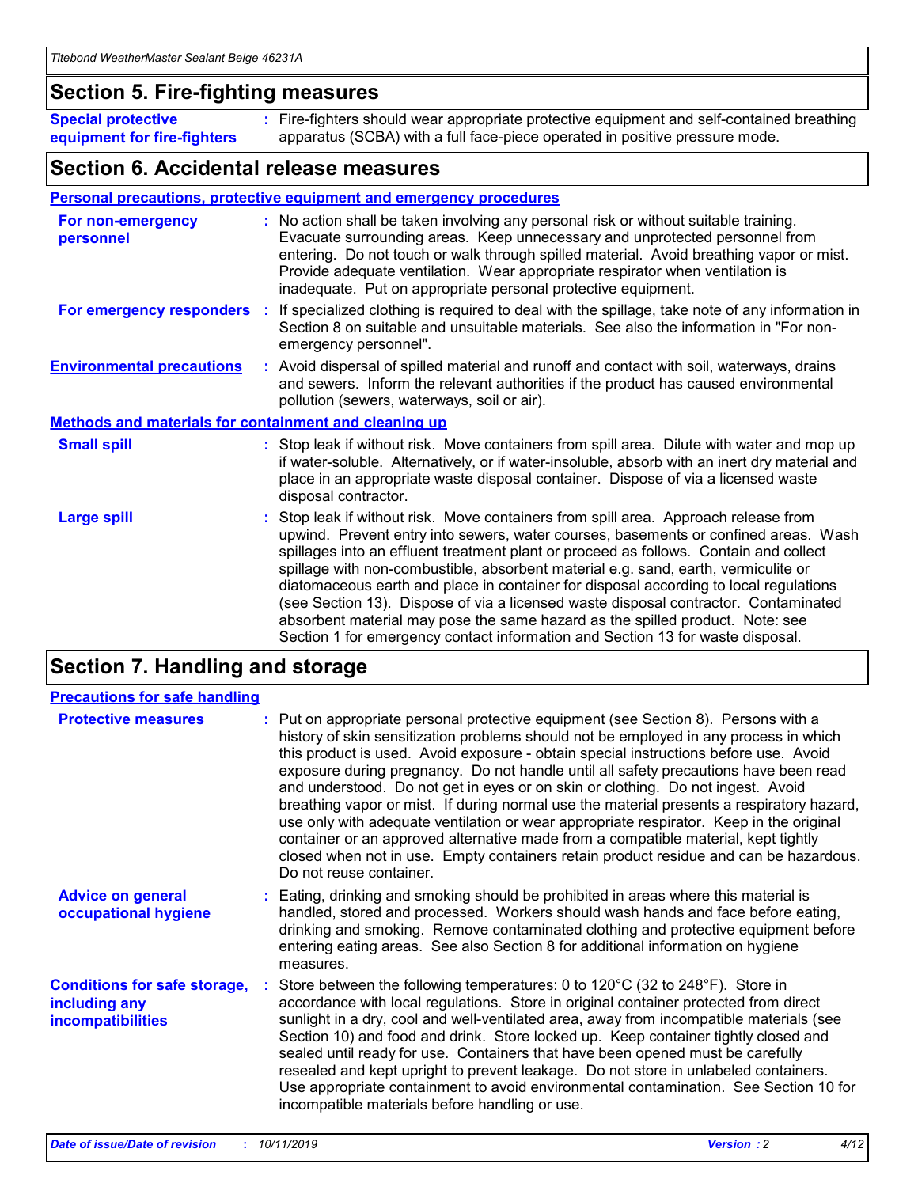## Section 5. Fire-fighting measures

**Special protective equipment for fire-fighters** : Fire-fighters should wear appropriate protective equipment and self-contained breathing apparatus (SCBA) with a full face-piece operated in positive pressure mode.

## Section 6. Accidental release measures

### Personal precautions, protective equipment and emergency procedures

**For non-emergency personnel** : No action shall be taken involving any personal risk or without suitable training. Evacuate surrounding areas. Keep unnecessary and unprotected personnel from entering. Do not touch or walk through spilled material. Avoid breathing vapor or mist. Provide adequate ventilation. Wear appropriate respirator when ventilation is inadequate. Put on appropriate personal protective equipment.

**For emergency responders** : If specialized clothing is required to deal with the spillage, take note of any information in Section 8 on suitable and unsuitable materials. See also the information in "For non-emergency personnel".

**Environmental precautions** : Avoid dispersal of spilled material and runoff and contact with soil, waterways, drains and sewers. Inform the relevant authorities if the product has caused environmental pollution (sewers, waterways, soil or air).

### Methods and materials for containment and cleaning up

**Small spill** : Stop leak if without risk. Move containers from spill area. Dilute with water and mop up if water-soluble. Alternatively, or if water-insoluble, absorb with an inert dry material and place in an appropriate waste disposal container. Dispose of via a licensed waste disposal contractor.

**Large spill** : Stop leak if without risk. Move containers from spill area. Approach release from upwind. Prevent entry into sewers, water courses, basements or confined areas. Wash spillages into an effluent treatment plant or proceed as follows. Contain and collect spillage with non-combustible, absorbent material e.g. sand, earth, vermiculite or diatomaceous earth and place in container for disposal according to local regulations (see Section 13). Dispose of via a licensed waste disposal contractor. Contaminated absorbent material may pose the same hazard as the spilled product. Note: see Section 1 for emergency contact information and Section 13 for waste disposal.

## Section 7. Handling and storage

### Precautions for safe handling

**Protective measures** : Put on appropriate personal protective equipment (see Section 8). Persons with a history of skin sensitization problems should not be employed in any process in which this product is used. Avoid exposure - obtain special instructions before use. Avoid exposure during pregnancy. Do not handle until all safety precautions have been read and understood. Do not get in eyes or on skin or clothing. Do not ingest. Avoid breathing vapor or mist. If during normal use the material presents a respiratory hazard, use only with adequate ventilation or wear appropriate respirator. Keep in the original container or an approved alternative made from a compatible material, kept tightly closed when not in use. Empty containers retain product residue and can be hazardous. Do not reuse container.

**Advice on general occupational hygiene** : Eating, drinking and smoking should be prohibited in areas where this material is handled, stored and processed. Workers should wash hands and face before eating, drinking and smoking. Remove contaminated clothing and protective equipment before entering eating areas. See also Section 8 for additional information on hygiene measures.

**Conditions for safe storage, including any incompatibilities** : Store between the following temperatures: 0 to 120°C (32 to 248°F). Store in accordance with local regulations. Store in original container protected from direct sunlight in a dry, cool and well-ventilated area, away from incompatible materials (see Section 10) and food and drink. Store locked up. Keep container tightly closed and sealed until ready for use. Containers that have been opened must be carefully resealed and kept upright to prevent leakage. Do not store in unlabeled containers. Use appropriate containment to avoid environmental contamination. See Section 10 for incompatible materials before handling or use.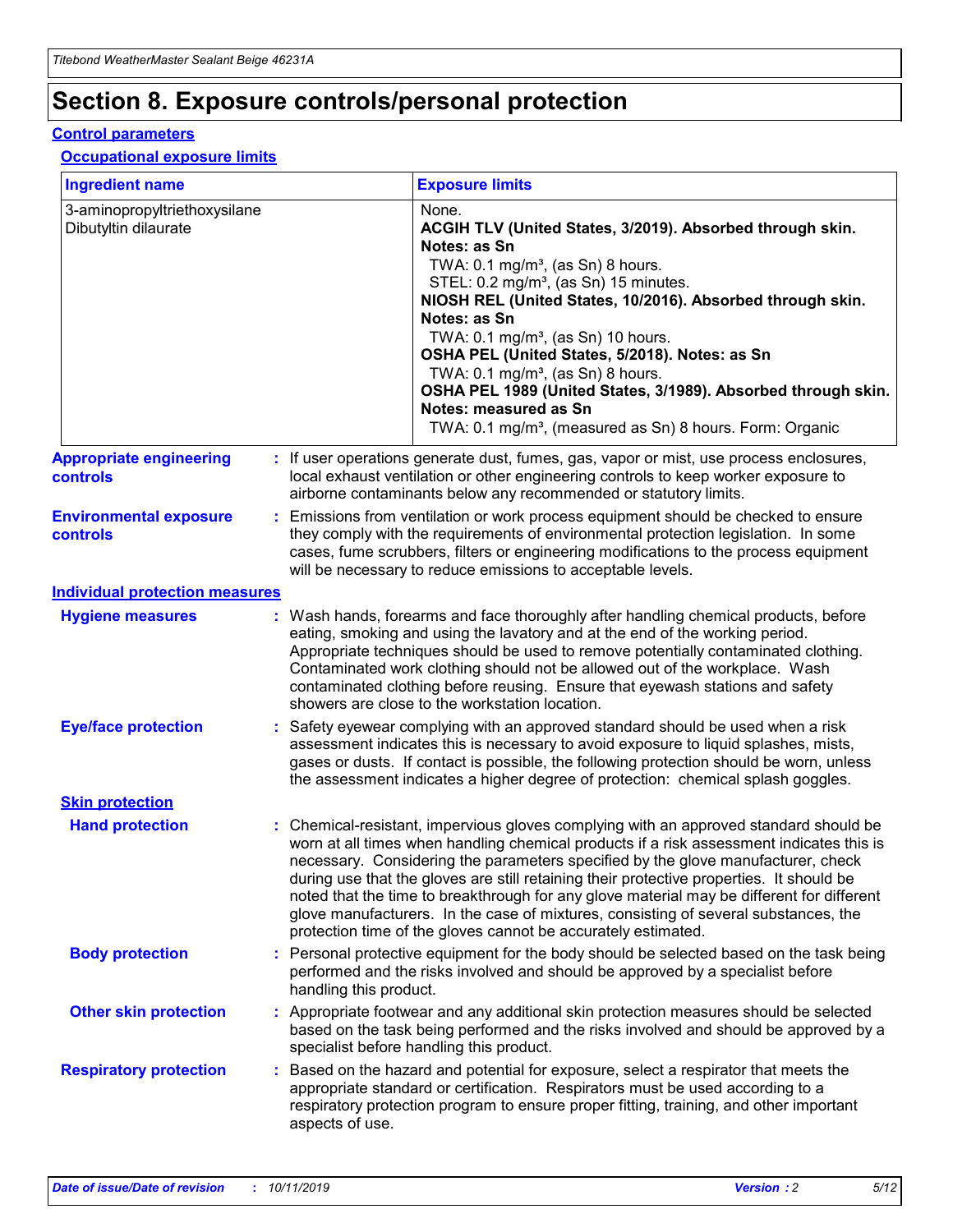# Section 8. Exposure controls/personal protection

## Control parameters

### Occupational exposure limits

| Ingredient name | Exposure limits |
|---|---|
| 3-aminopropyltriethoxysilane<br>Dibutyltin dilaurate | None.<br>**ACGIH TLV (United States, 3/2019). Absorbed through skin. Notes: as Sn**<br>TWA: 0.1 mg/m³, (as Sn) 8 hours.<br>STEL: 0.2 mg/m³, (as Sn) 15 minutes.<br>**NIOSH REL (United States, 10/2016). Absorbed through skin. Notes: as Sn**<br>TWA: 0.1 mg/m³, (as Sn) 10 hours.<br>**OSHA PEL (United States, 5/2018). Notes: as Sn**<br>TWA: 0.1 mg/m³, (as Sn) 8 hours.<br>**OSHA PEL 1989 (United States, 3/1989). Absorbed through skin. Notes: measured as Sn**<br>TWA: 0.1 mg/m³, (measured as Sn) 8 hours. Form: Organic |

**Appropriate engineering controls** : If user operations generate dust, fumes, gas, vapor or mist, use process enclosures, local exhaust ventilation or other engineering controls to keep worker exposure to airborne contaminants below any recommended or statutory limits.

**Environmental exposure controls** : Emissions from ventilation or work process equipment should be checked to ensure they comply with the requirements of environmental protection legislation. In some cases, fume scrubbers, filters or engineering modifications to the process equipment will be necessary to reduce emissions to acceptable levels.

## Individual protection measures

**Hygiene measures** : Wash hands, forearms and face thoroughly after handling chemical products, before eating, smoking and using the lavatory and at the end of the working period. Appropriate techniques should be used to remove potentially contaminated clothing. Contaminated work clothing should not be allowed out of the workplace. Wash contaminated clothing before reusing. Ensure that eyewash stations and safety showers are close to the workstation location.

**Eye/face protection** : Safety eyewear complying with an approved standard should be used when a risk assessment indicates this is necessary to avoid exposure to liquid splashes, mists, gases or dusts. If contact is possible, the following protection should be worn, unless the assessment indicates a higher degree of protection: chemical splash goggles.

### Skin protection

**Hand protection** : Chemical-resistant, impervious gloves complying with an approved standard should be worn at all times when handling chemical products if a risk assessment indicates this is necessary. Considering the parameters specified by the glove manufacturer, check during use that the gloves are still retaining their protective properties. It should be noted that the time to breakthrough for any glove material may be different for different glove manufacturers. In the case of mixtures, consisting of several substances, the protection time of the gloves cannot be accurately estimated.

**Body protection** : Personal protective equipment for the body should be selected based on the task being performed and the risks involved and should be approved by a specialist before handling this product.

**Other skin protection** : Appropriate footwear and any additional skin protection measures should be selected based on the task being performed and the risks involved and should be approved by a specialist before handling this product.

**Respiratory protection** : Based on the hazard and potential for exposure, select a respirator that meets the appropriate standard or certification. Respirators must be used according to a respiratory protection program to ensure proper fitting, training, and other important aspects of use.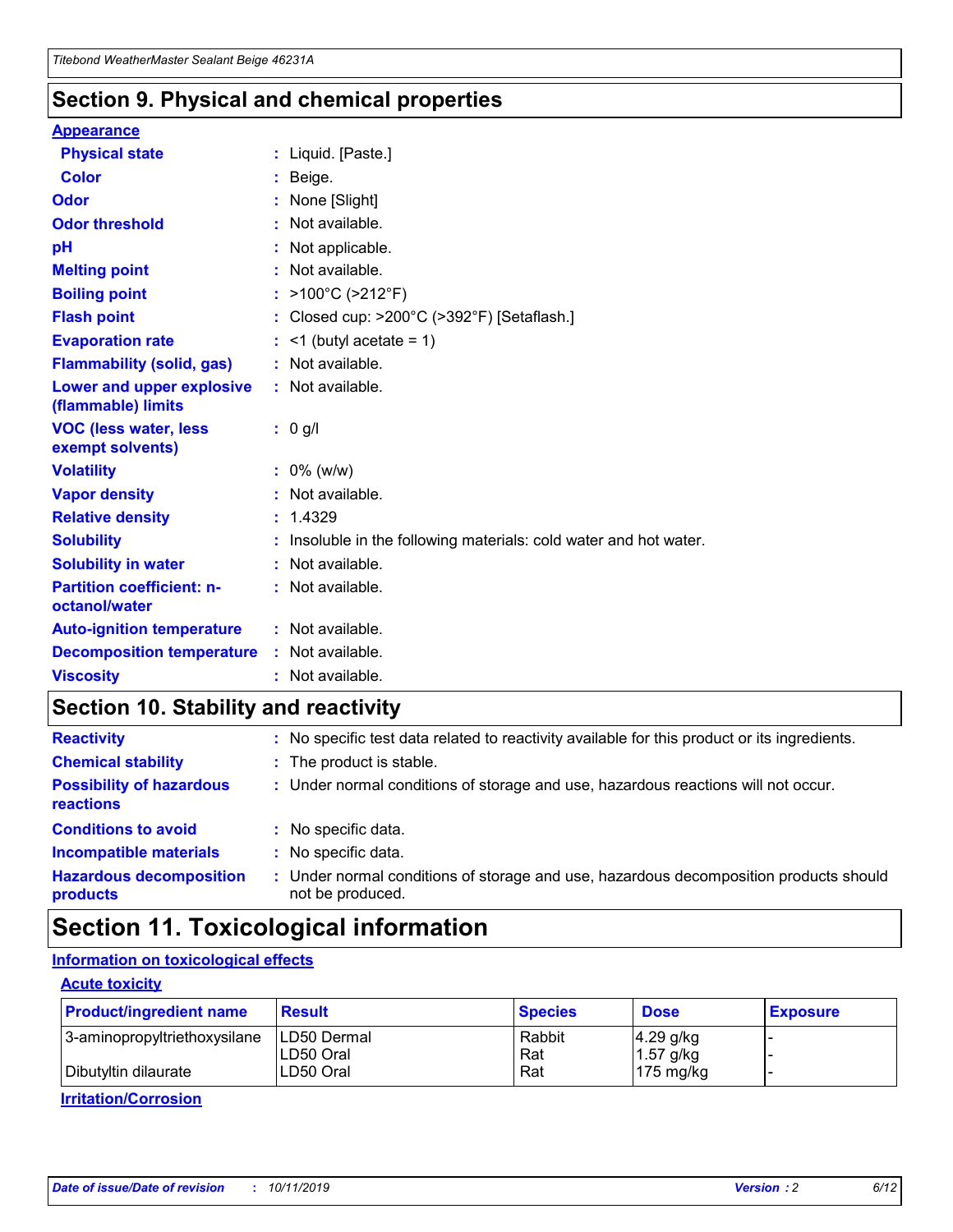## Section 9. Physical and chemical properties

**Appearance**

| | |
|---|---|
| **Physical state** | : Liquid. [Paste.] |
| **Color** | : Beige. |
| **Odor** | : None [Slight] |
| **Odor threshold** | : Not available. |
| **pH** | : Not applicable. |
| **Melting point** | : Not available. |
| **Boiling point** | : >100°C (>212°F) |
| **Flash point** | : Closed cup: >200°C (>392°F) [Setaflash.] |
| **Evaporation rate** | : <1 (butyl acetate = 1) |
| **Flammability (solid, gas)** | : Not available. |
| **Lower and upper explosive (flammable) limits** | : Not available. |
| **VOC (less water, less exempt solvents)** | : 0 g/l |
| **Volatility** | : 0% (w/w) |
| **Vapor density** | : Not available. |
| **Relative density** | : 1.4329 |
| **Solubility** | : Insoluble in the following materials: cold water and hot water. |
| **Solubility in water** | : Not available. |
| **Partition coefficient: n-octanol/water** | : Not available. |
| **Auto-ignition temperature** | : Not available. |
| **Decomposition temperature** | : Not available. |
| **Viscosity** | : Not available. |

## Section 10. Stability and reactivity

| | |
|---|---|
| **Reactivity** | : No specific test data related to reactivity available for this product or its ingredients. |
| **Chemical stability** | : The product is stable. |
| **Possibility of hazardous reactions** | : Under normal conditions of storage and use, hazardous reactions will not occur. |
| **Conditions to avoid** | : No specific data. |
| **Incompatible materials** | : No specific data. |
| **Hazardous decomposition products** | : Under normal conditions of storage and use, hazardous decomposition products should not be produced. |

## Section 11. Toxicological information

**Information on toxicological effects**

**Acute toxicity**

| Product/ingredient name | Result | Species | Dose | Exposure |
|---|---|---|---|---|
| 3-aminopropyltriethoxysilane | LD50 Dermal | Rabbit | 4.29 g/kg | - |
| | LD50 Oral | Rat | 1.57 g/kg | - |
| Dibutyltin dilaurate | LD50 Oral | Rat | 175 mg/kg | - |

**Irritation/Corrosion**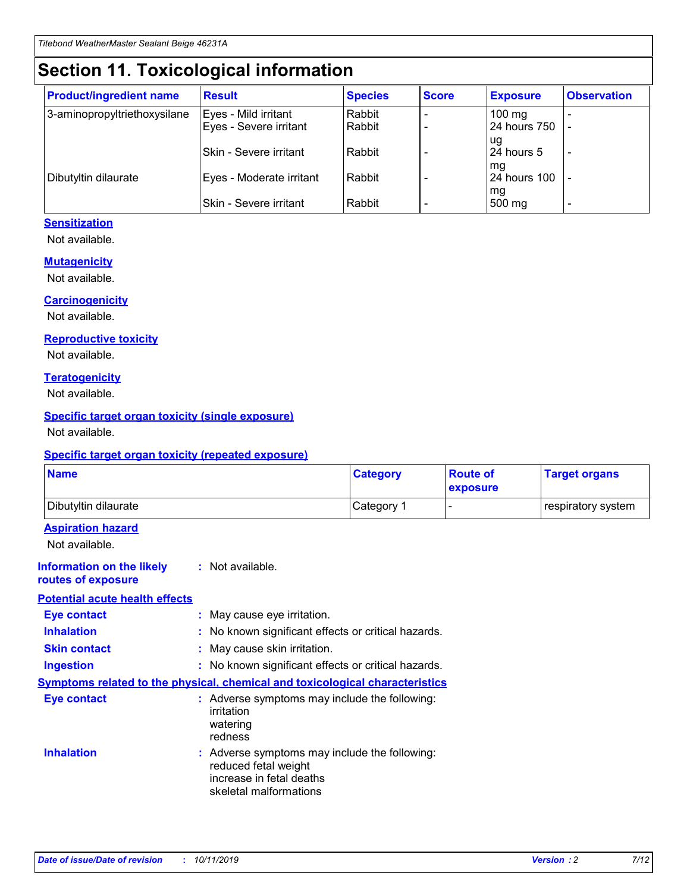# Section 11. Toxicological information

| Product/ingredient name | Result | Species | Score | Exposure | Observation |
|---|---|---|---|---|---|
| 3-aminopropyltriethoxysilane | Eyes - Mild irritant | Rabbit | - | 100 mg | - |
| | Eyes - Severe irritant | Rabbit | - | 24 hours 750 ug | - |
| | Skin - Severe irritant | Rabbit | - | 24 hours 5 mg | - |
| Dibutyltin dilaurate | Eyes - Moderate irritant | Rabbit | - | 24 hours 100 mg | - |
| | Skin - Severe irritant | Rabbit | - | 500 mg | - |

**Sensitization**

Not available.

**Mutagenicity**

Not available.

**Carcinogenicity**

Not available.

**Reproductive toxicity**

Not available.

**Teratogenicity**

Not available.

**Specific target organ toxicity (single exposure)**

Not available.

**Specific target organ toxicity (repeated exposure)**

| Name | Category | Route of exposure | Target organs |
|---|---|---|---|
| Dibutyltin dilaurate | Category 1 | - | respiratory system |

**Aspiration hazard**

Not available.

**Information on the likely routes of exposure** : Not available.

**Potential acute health effects**

**Eye contact** : May cause eye irritation.

**Inhalation** : No known significant effects or critical hazards.

**Skin contact** : May cause skin irritation.

**Ingestion** : No known significant effects or critical hazards.

**Symptoms related to the physical, chemical and toxicological characteristics**

**Eye contact** : Adverse symptoms may include the following:
irritation
watering
redness

**Inhalation** : Adverse symptoms may include the following:
reduced fetal weight
increase in fetal deaths
skeletal malformations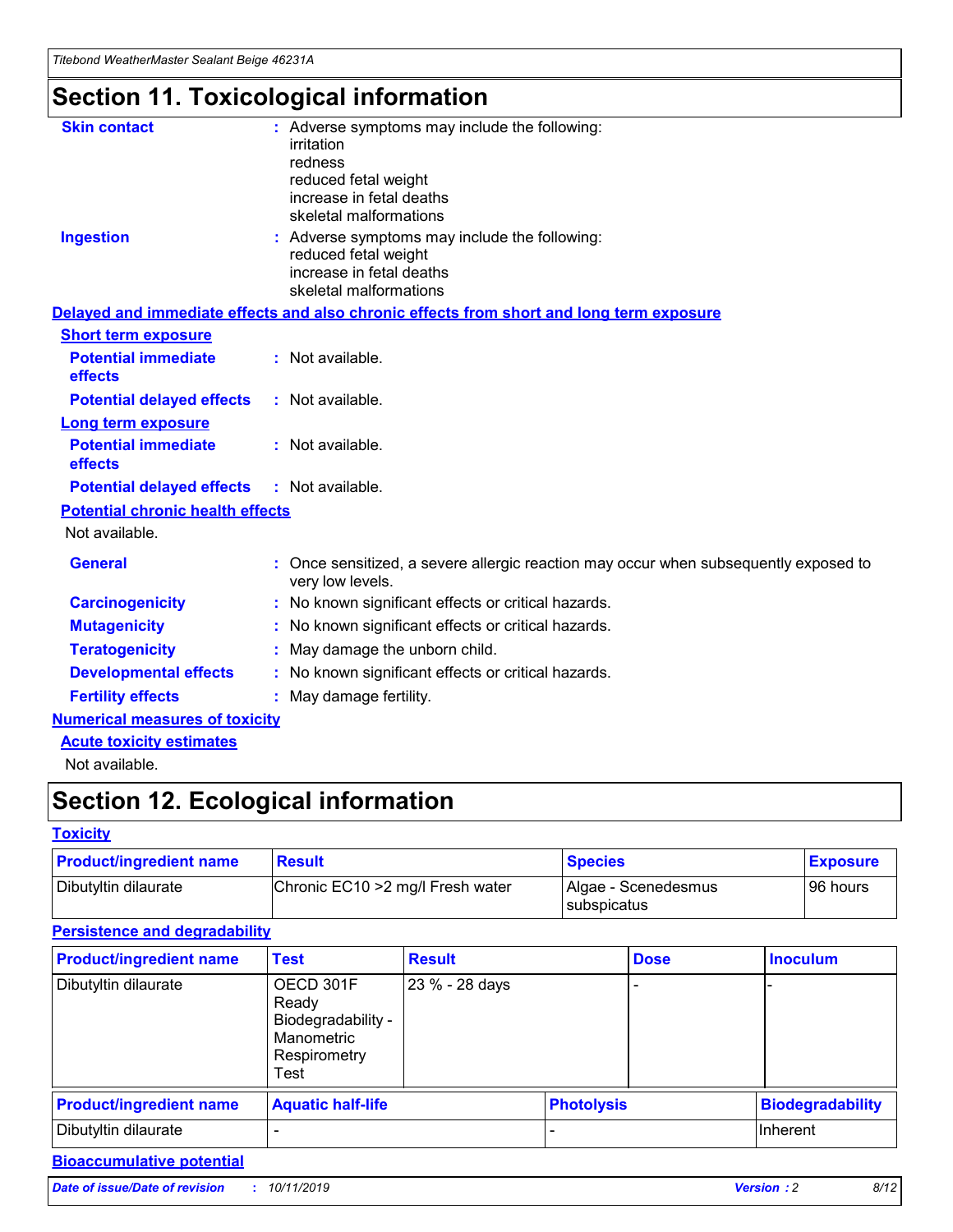# Section 11. Toxicological information

**Skin contact** : Adverse symptoms may include the following:
irritation
redness
reduced fetal weight
increase in fetal deaths
skeletal malformations

**Ingestion** : Adverse symptoms may include the following:
reduced fetal weight
increase in fetal deaths
skeletal malformations

**Delayed and immediate effects and also chronic effects from short and long term exposure**

**Short term exposure**

**Potential immediate effects** : Not available.

**Potential delayed effects** : Not available.

**Long term exposure**

**Potential immediate effects** : Not available.

**Potential delayed effects** : Not available.

**Potential chronic health effects**

Not available.

**General** : Once sensitized, a severe allergic reaction may occur when subsequently exposed to very low levels.

**Carcinogenicity** : No known significant effects or critical hazards.

**Mutagenicity** : No known significant effects or critical hazards.

**Teratogenicity** : May damage the unborn child.

**Developmental effects** : No known significant effects or critical hazards.

**Fertility effects** : May damage fertility.

**Numerical measures of toxicity**

**Acute toxicity estimates**

Not available.

# Section 12. Ecological information

**Toxicity**

| Product/ingredient name | Result | Species | Exposure |
|---|---|---|---|
| Dibutyltin dilaurate | Chronic EC10 >2 mg/l Fresh water | Algae - Scenedesmus subspicatus | 96 hours |

**Persistence and degradability**

| Product/ingredient name | Test | Result | Dose | Inoculum |
|---|---|---|---|---|
| Dibutyltin dilaurate | OECD 301F Ready Biodegradability - Manometric Respirometry Test | 23 % - 28 days | - | - |

| Product/ingredient name | Aquatic half-life | Photolysis | Biodegradability |
|---|---|---|---|
| Dibutyltin dilaurate | - | - | Inherent |

**Bioaccumulative potential**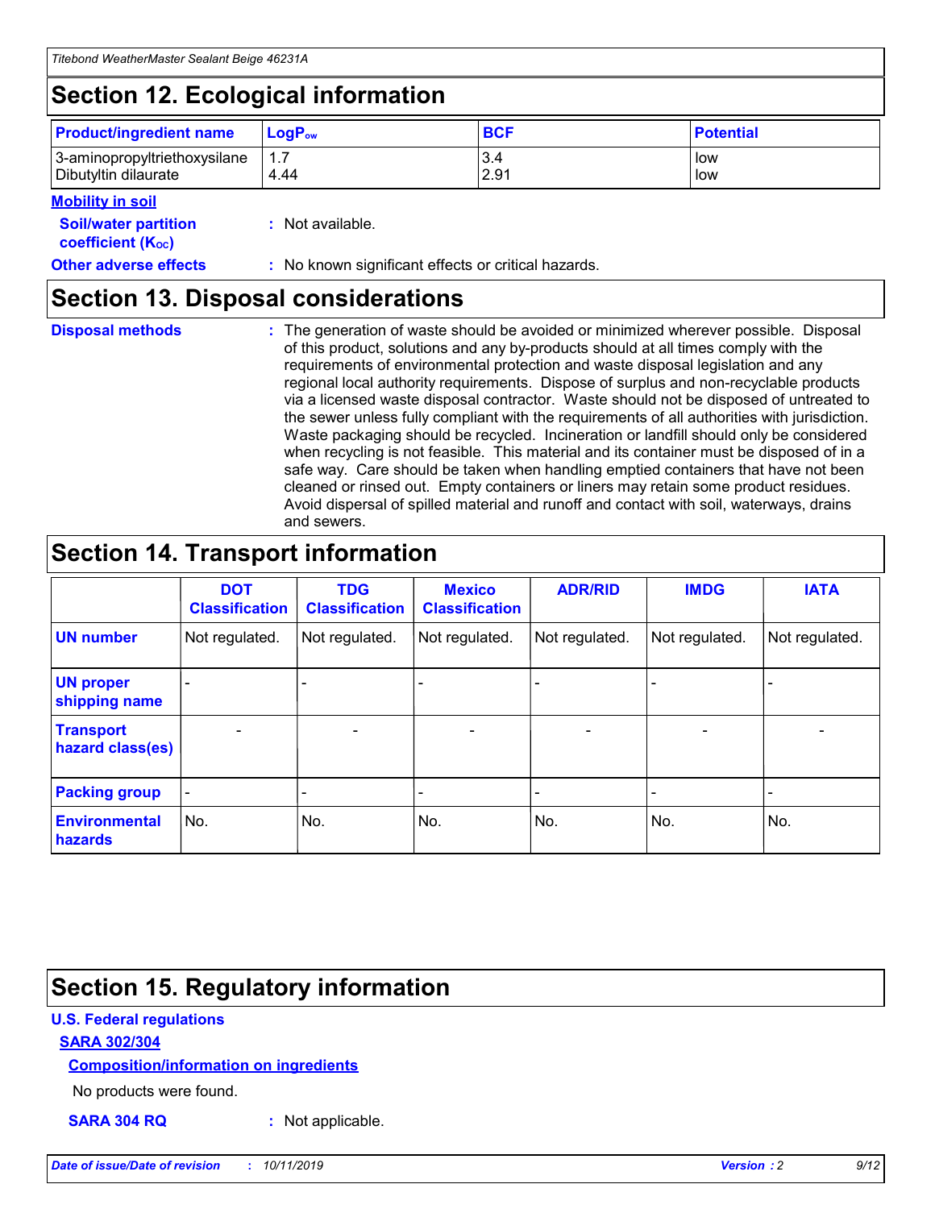## Section 12. Ecological information

| Product/ingredient name | $LogP_{ow}$ | BCF | Potential |
|---|---|---|---|
| 3-aminopropyltriethoxysilane | 1.7 | 3.4 | low |
| Dibutyltin dilaurate | 4.44 | 2.91 | low |

**Mobility in soil**

**Soil/water partition coefficient ($K_{OC}$)** : Not available.

**Other adverse effects** : No known significant effects or critical hazards.

## Section 13. Disposal considerations

**Disposal methods** : The generation of waste should be avoided or minimized wherever possible. Disposal of this product, solutions and any by-products should at all times comply with the requirements of environmental protection and waste disposal legislation and any regional local authority requirements. Dispose of surplus and non-recyclable products via a licensed waste disposal contractor. Waste should not be disposed of untreated to the sewer unless fully compliant with the requirements of all authorities with jurisdiction. Waste packaging should be recycled. Incineration or landfill should only be considered when recycling is not feasible. This material and its container must be disposed of in a safe way. Care should be taken when handling emptied containers that have not been cleaned or rinsed out. Empty containers or liners may retain some product residues. Avoid dispersal of spilled material and runoff and contact with soil, waterways, drains and sewers.

## Section 14. Transport information

| | DOT Classification | TDG Classification | Mexico Classification | ADR/RID | IMDG | IATA |
|---|---|---|---|---|---|---|
| UN number | Not regulated. | Not regulated. | Not regulated. | Not regulated. | Not regulated. | Not regulated. |
| UN proper shipping name | - | - | - | - | - | - |
| Transport hazard class(es) | - | - | - | - | - | - |
| Packing group | - | - | - | - | - | - |
| Environmental hazards | No. | No. | No. | No. | No. | No. |

## Section 15. Regulatory information

**U.S. Federal regulations**

**SARA 302/304**

**Composition/information on ingredients**

No products were found.

**SARA 304 RQ** : Not applicable.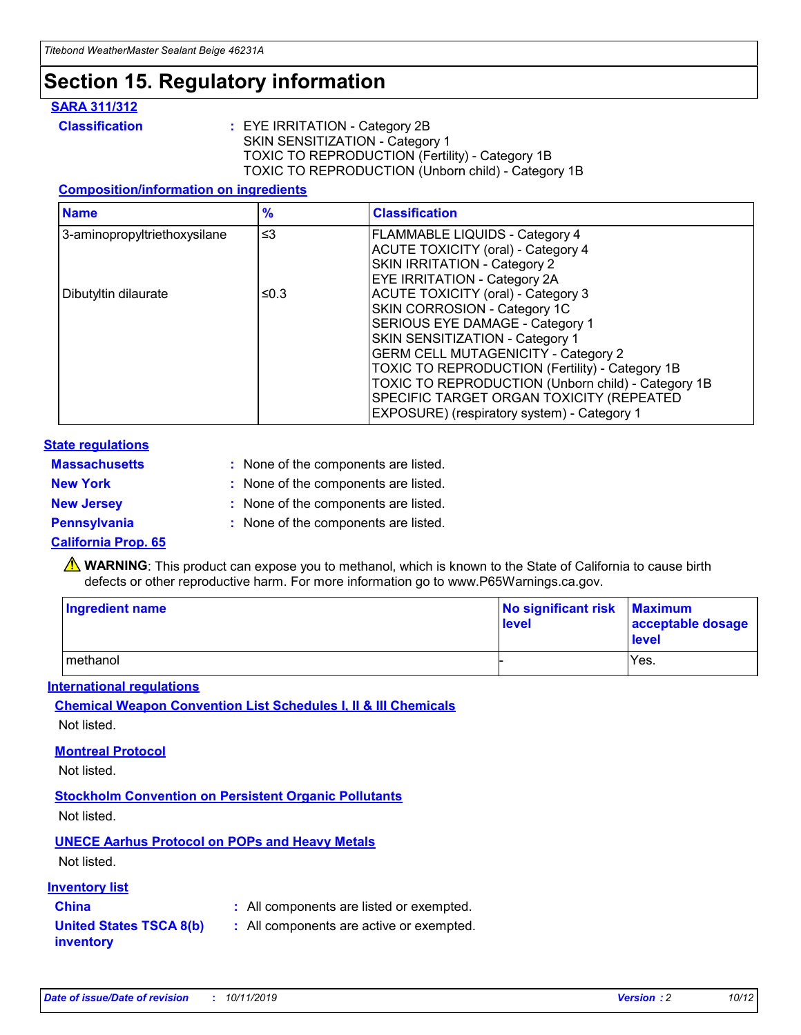# Section 15. Regulatory information

**SARA 311/312**

**Classification** : EYE IRRITATION - Category 2B
SKIN SENSITIZATION - Category 1
TOXIC TO REPRODUCTION (Fertility) - Category 1B
TOXIC TO REPRODUCTION (Unborn child) - Category 1B

**Composition/information on ingredients**

| Name | % | Classification |
|---|---|---|
| 3-aminopropyltriethoxysilane | ≤3 | FLAMMABLE LIQUIDS - Category 4<br>ACUTE TOXICITY (oral) - Category 4<br>SKIN IRRITATION - Category 2<br>EYE IRRITATION - Category 2A |
| Dibutyltin dilaurate | ≤0.3 | ACUTE TOXICITY (oral) - Category 3<br>SKIN CORROSION - Category 1C<br>SERIOUS EYE DAMAGE - Category 1<br>SKIN SENSITIZATION - Category 1<br>GERM CELL MUTAGENICITY - Category 2<br>TOXIC TO REPRODUCTION (Fertility) - Category 1B<br>TOXIC TO REPRODUCTION (Unborn child) - Category 1B<br>SPECIFIC TARGET ORGAN TOXICITY (REPEATED EXPOSURE) (respiratory system) - Category 1 |

**State regulations**

**Massachusetts** : None of the components are listed.

**New York** : None of the components are listed.

**New Jersey** : None of the components are listed.

**Pennsylvania** : None of the components are listed.

**California Prop. 65**

⚠ **WARNING**: This product can expose you to methanol, which is known to the State of California to cause birth defects or other reproductive harm. For more information go to www.P65Warnings.ca.gov.

| Ingredient name | No significant risk level | Maximum acceptable dosage level |
|---|---|---|
| methanol | - | Yes. |

**International regulations**

**Chemical Weapon Convention List Schedules I, II & III Chemicals**

Not listed.

**Montreal Protocol**

Not listed.

**Stockholm Convention on Persistent Organic Pollutants**

Not listed.

**UNECE Aarhus Protocol on POPs and Heavy Metals**

Not listed.

**Inventory list**

**China** : All components are listed or exempted.

**United States TSCA 8(b) inventory** : All components are active or exempted.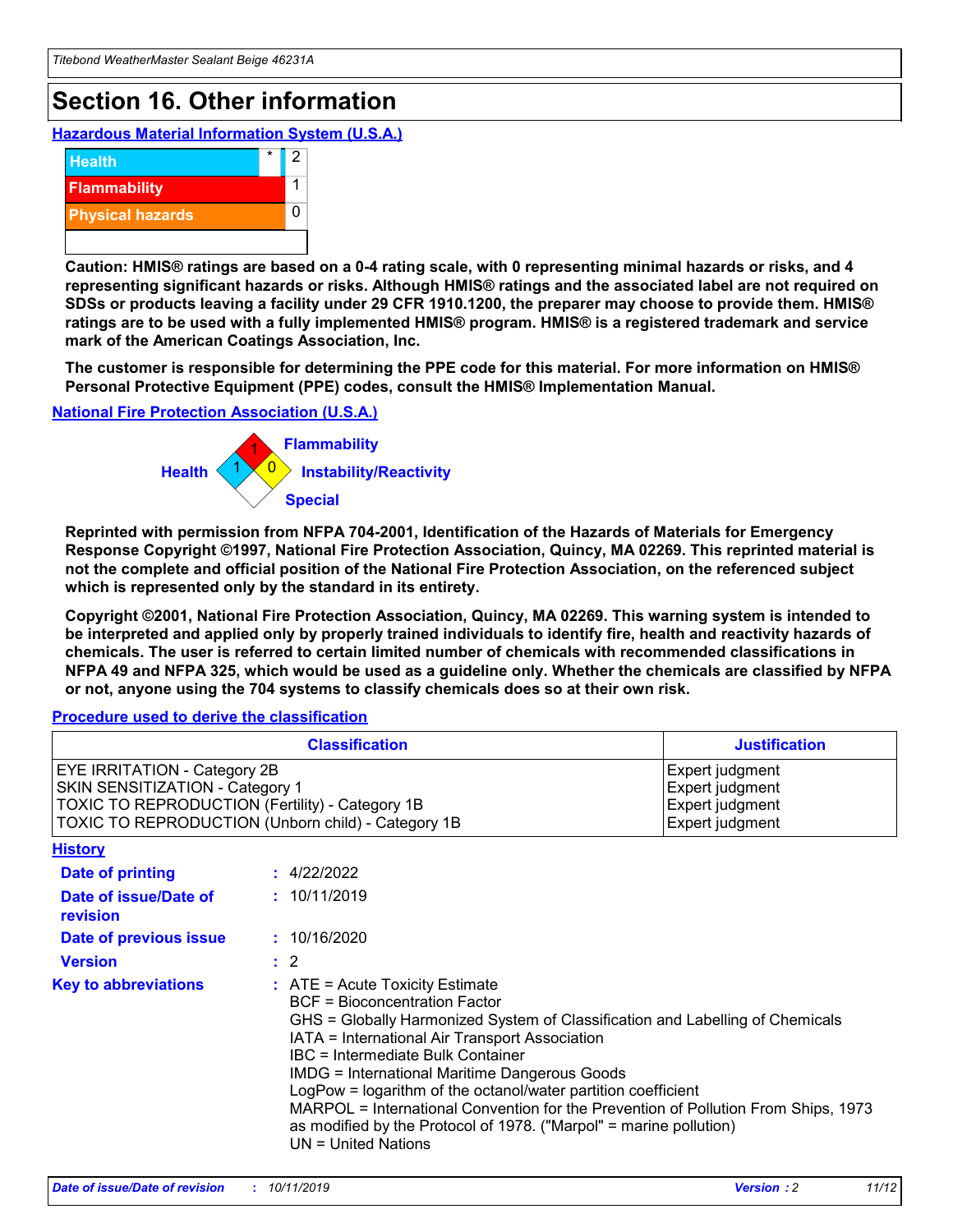# Section 16. Other information

### Hazardous Material Information System (U.S.A.)

| | | |
|---|---|---|
| Health | * | 2 |
| Flammability | | 1 |
| Physical hazards | | 0 |
| | | |

**Caution: HMIS® ratings are based on a 0-4 rating scale, with 0 representing minimal hazards or risks, and 4 representing significant hazards or risks. Although HMIS® ratings and the associated label are not required on SDSs or products leaving a facility under 29 CFR 1910.1200, the preparer may choose to provide them. HMIS® ratings are to be used with a fully implemented HMIS® program. HMIS® is a registered trademark and service mark of the American Coatings Association, Inc.**

**The customer is responsible for determining the PPE code for this material. For more information on HMIS® Personal Protective Equipment (PPE) codes, consult the HMIS® Implementation Manual.**

### National Fire Protection Association (U.S.A.)

Health: 1
Flammability: 1
Instability/Reactivity: 0
Special:

**Reprinted with permission from NFPA 704-2001, Identification of the Hazards of Materials for Emergency Response Copyright ©1997, National Fire Protection Association, Quincy, MA 02269. This reprinted material is not the complete and official position of the National Fire Protection Association, on the referenced subject which is represented only by the standard in its entirety.**

**Copyright ©2001, National Fire Protection Association, Quincy, MA 02269. This warning system is intended to be interpreted and applied only by properly trained individuals to identify fire, health and reactivity hazards of chemicals. The user is referred to certain limited number of chemicals with recommended classifications in NFPA 49 and NFPA 325, which would be used as a guideline only. Whether the chemicals are classified by NFPA or not, anyone using the 704 systems to classify chemicals does so at their own risk.**

### Procedure used to derive the classification

| Classification | Justification |
|---|---|
| EYE IRRITATION - Category 2B | Expert judgment |
| SKIN SENSITIZATION - Category 1 | Expert judgment |
| TOXIC TO REPRODUCTION (Fertility) - Category 1B | Expert judgment |
| TOXIC TO REPRODUCTION (Unborn child) - Category 1B | Expert judgment |

### History

**Date of printing** : 4/22/2022

**Date of issue/Date of revision** : 10/11/2019

**Date of previous issue** : 10/16/2020

**Version** : 2

**Key to abbreviations** :
ATE = Acute Toxicity Estimate
BCF = Bioconcentration Factor
GHS = Globally Harmonized System of Classification and Labelling of Chemicals
IATA = International Air Transport Association
IBC = Intermediate Bulk Container
IMDG = International Maritime Dangerous Goods
LogPow = logarithm of the octanol/water partition coefficient
MARPOL = International Convention for the Prevention of Pollution From Ships, 1973 as modified by the Protocol of 1978. ("Marpol" = marine pollution)
UN = United Nations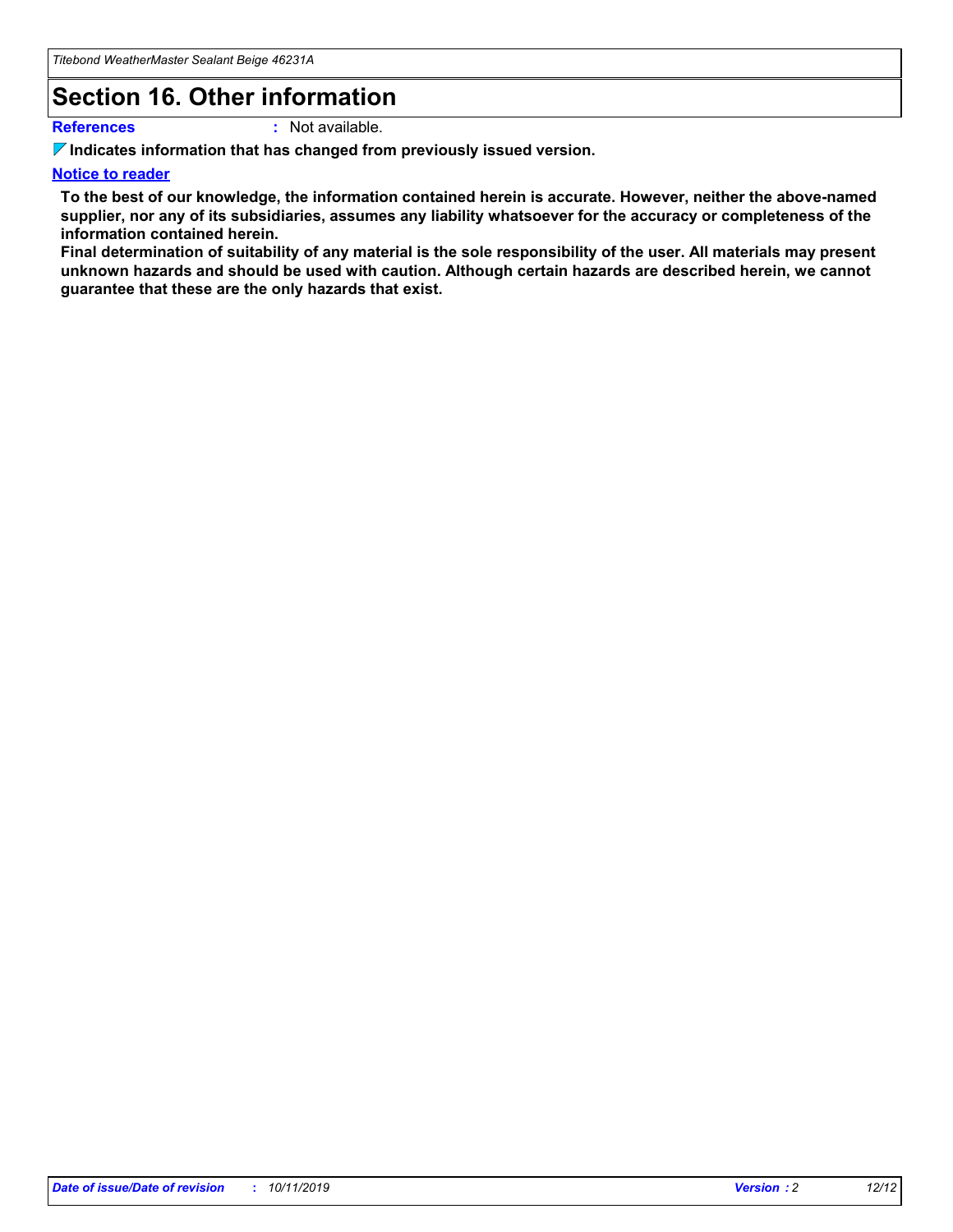# Section 16. Other information

**References** : Not available.

**Indicates information that has changed from previously issued version.**

**Notice to reader**

**To the best of our knowledge, the information contained herein is accurate. However, neither the above-named supplier, nor any of its subsidiaries, assumes any liability whatsoever for the accuracy or completeness of the information contained herein.**

**Final determination of suitability of any material is the sole responsibility of the user. All materials may present unknown hazards and should be used with caution. Although certain hazards are described herein, we cannot guarantee that these are the only hazards that exist.**